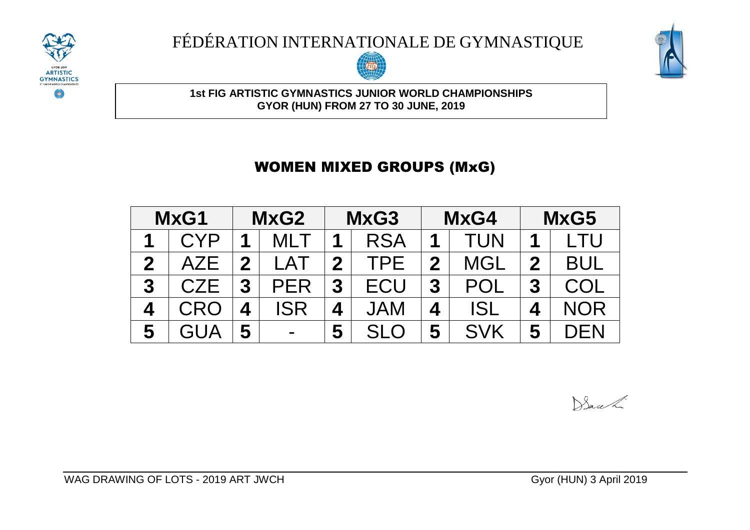# FÉDÉRATION INTERNATIONALE DE GYMNASTIQUE

**1st FIG ARTISTIC GYMNASTICS JUNIOR WORLD CHAMPIONSHIPS**
**GYOR (HUN) FROM 27 TO 30 JUNE, 2019**

## WOMEN MIXED GROUPS (MxG)

| MxG1 | | MxG2 | | MxG3 | | MxG4 | | MxG5 | |
|---|---|---|---|---|---|---|---|---|---|
| **1** | CYP | **1** | MLT | **1** | RSA | **1** | TUN | **1** | LTU |
| **2** | AZE | **2** | LAT | **2** | TPE | **2** | MGL | **2** | BUL |
| **3** | CZE | **3** | PER | **3** | ECU | **3** | POL | **3** | COL |
| **4** | CRO | **4** | ISR | **4** | JAM | **4** | ISL | **4** | NOR |
| **5** | GUA | **5** | - | **5** | SLO | **5** | SVK | **5** | DEN |

WAG DRAWING OF LOTS - 2019 ART JWCH

Gyor (HUN) 3 April 2019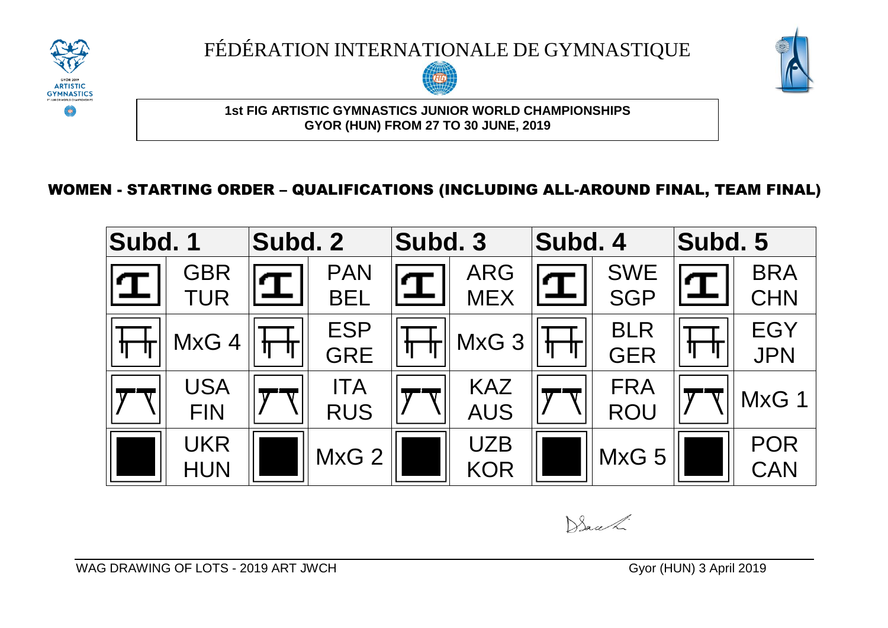# FÉDÉRATION INTERNATIONALE DE GYMNASTIQUE

**1st FIG ARTISTIC GYMNASTICS JUNIOR WORLD CHAMPIONSHIPS**
**GYOR (HUN) FROM 27 TO 30 JUNE, 2019**

## WOMEN - STARTING ORDER – QUALIFICATIONS (INCLUDING ALL-AROUND FINAL, TEAM FINAL)

| Subd. 1 | | Subd. 2 | | Subd. 3 | | Subd. 4 | | Subd. 5 | |
|---|---|---|---|---|---|---|---|---|---|
| Vault | GBR TUR | Vault | PAN BEL | Vault | ARG MEX | Vault | SWE SGP | Vault | BRA CHN |
| Uneven Bars | MxG 4 | Uneven Bars | ESP GRE | Uneven Bars | MxG 3 | Uneven Bars | BLR GER | Uneven Bars | EGY JPN |
| Balance Beam | USA FIN | Balance Beam | ITA RUS | Balance Beam | KAZ AUS | Balance Beam | FRA ROU | Balance Beam | MxG 1 |
| Floor Exercise | UKR HUN | Floor Exercise | MxG 2 | Floor Exercise | UZB KOR | Floor Exercise | MxG 5 | Floor Exercise | POR CAN |

WAG DRAWING OF LOTS - 2019 ART JWCH

Gyor (HUN) 3 April 2019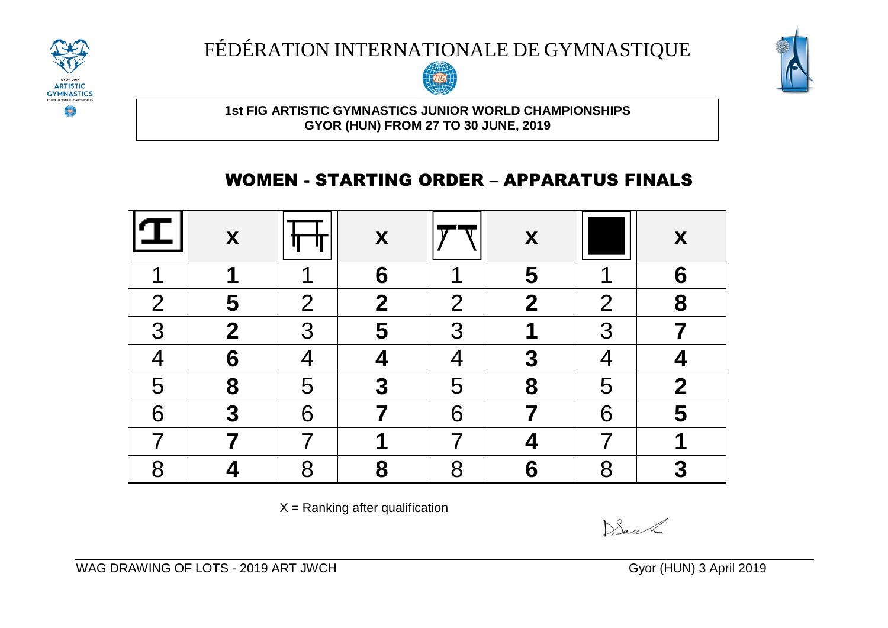FÉDÉRATION INTERNATIONALE DE GYMNASTIQUE

**1st FIG ARTISTIC GYMNASTICS JUNIOR WORLD CHAMPIONSHIPS**
**GYOR (HUN) FROM 27 TO 30 JUNE, 2019**

## WOMEN - STARTING ORDER – APPARATUS FINALS

| | X | | X | | X | | X |
|---|---|---|---|---|---|---|---|
| 1 | **1** | 1 | **6** | 1 | **5** | 1 | **6** |
| 2 | **5** | 2 | **2** | 2 | **2** | 2 | **8** |
| 3 | **2** | 3 | **5** | 3 | **1** | 3 | **7** |
| 4 | **6** | 4 | **4** | 4 | **3** | 4 | **4** |
| 5 | **8** | 5 | **3** | 5 | **8** | 5 | **2** |
| 6 | **3** | 6 | **7** | 6 | **7** | 6 | **5** |
| 7 | **7** | 7 | **1** | 7 | **4** | 7 | **1** |
| 8 | **4** | 8 | **8** | 8 | **6** | 8 | **3** |

X = Ranking after qualification

WAG DRAWING OF LOTS - 2019 ART JWCH

Gyor (HUN) 3 April 2019